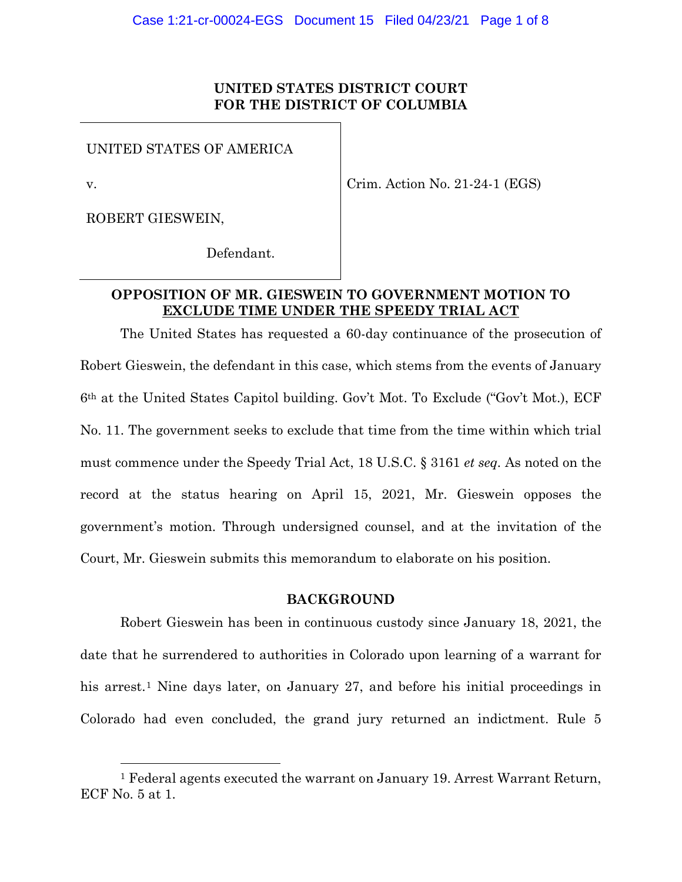**UNITED STATES DISTRICT COURT**
**FOR THE DISTRICT OF COLUMBIA**

| | |
|---|---|
| UNITED STATES OF AMERICA<br><br>v.<br><br>ROBERT GIESWEIN,<br><br>Defendant. | Crim. Action No. 21-24-1 (EGS) |

## OPPOSITION OF MR. GIESWEIN TO GOVERNMENT MOTION TO EXCLUDE TIME UNDER THE SPEEDY TRIAL ACT

The United States has requested a 60-day continuance of the prosecution of Robert Gieswein, the defendant in this case, which stems from the events of January 6th at the United States Capitol building. Gov't Mot. To Exclude ("Gov't Mot.), ECF No. 11. The government seeks to exclude that time from the time within which trial must commence under the Speedy Trial Act, 18 U.S.C. § 3161 *et seq*. As noted on the record at the status hearing on April 15, 2021, Mr. Gieswein opposes the government's motion. Through undersigned counsel, and at the invitation of the Court, Mr. Gieswein submits this memorandum to elaborate on his position.

## BACKGROUND

Robert Gieswein has been in continuous custody since January 18, 2021, the date that he surrendered to authorities in Colorado upon learning of a warrant for his arrest.[1] Nine days later, on January 27, and before his initial proceedings in Colorado had even concluded, the grand jury returned an indictment. Rule 5

[1] Federal agents executed the warrant on January 19. Arrest Warrant Return, ECF No. 5 at 1.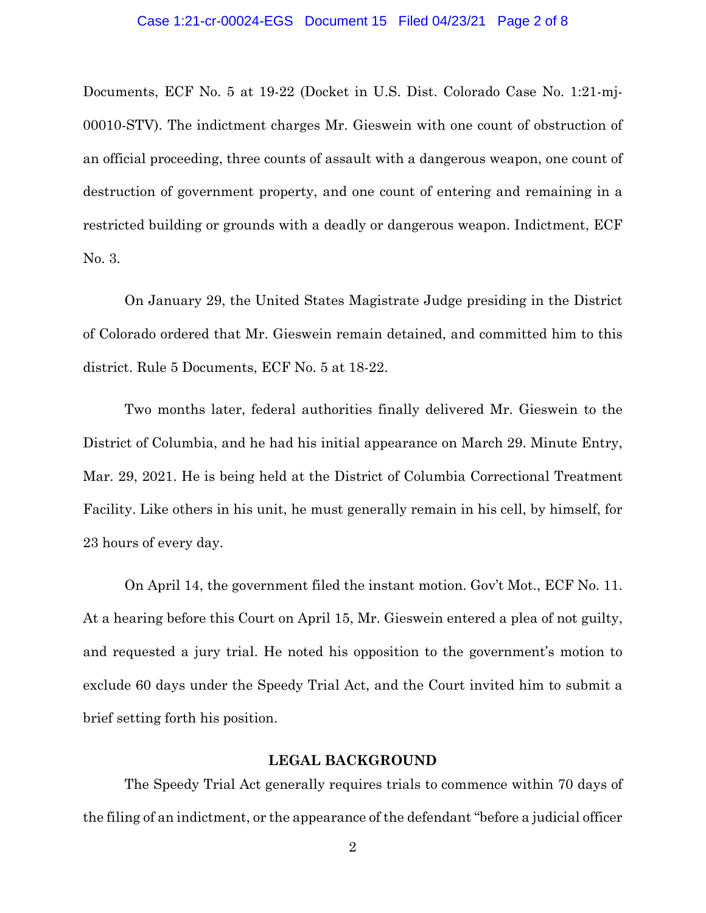Documents, ECF No. 5 at 19-22 (Docket in U.S. Dist. Colorado Case No. 1:21-mj-00010-STV). The indictment charges Mr. Gieswein with one count of obstruction of an official proceeding, three counts of assault with a dangerous weapon, one count of destruction of government property, and one count of entering and remaining in a restricted building or grounds with a deadly or dangerous weapon. Indictment, ECF No. 3.

On January 29, the United States Magistrate Judge presiding in the District of Colorado ordered that Mr. Gieswein remain detained, and committed him to this district. Rule 5 Documents, ECF No. 5 at 18-22.

Two months later, federal authorities finally delivered Mr. Gieswein to the District of Columbia, and he had his initial appearance on March 29. Minute Entry, Mar. 29, 2021. He is being held at the District of Columbia Correctional Treatment Facility. Like others in his unit, he must generally remain in his cell, by himself, for 23 hours of every day.

On April 14, the government filed the instant motion. Gov't Mot., ECF No. 11. At a hearing before this Court on April 15, Mr. Gieswein entered a plea of not guilty, and requested a jury trial. He noted his opposition to the government's motion to exclude 60 days under the Speedy Trial Act, and the Court invited him to submit a brief setting forth his position.

## LEGAL BACKGROUND

The Speedy Trial Act generally requires trials to commence within 70 days of the filing of an indictment, or the appearance of the defendant "before a judicial officer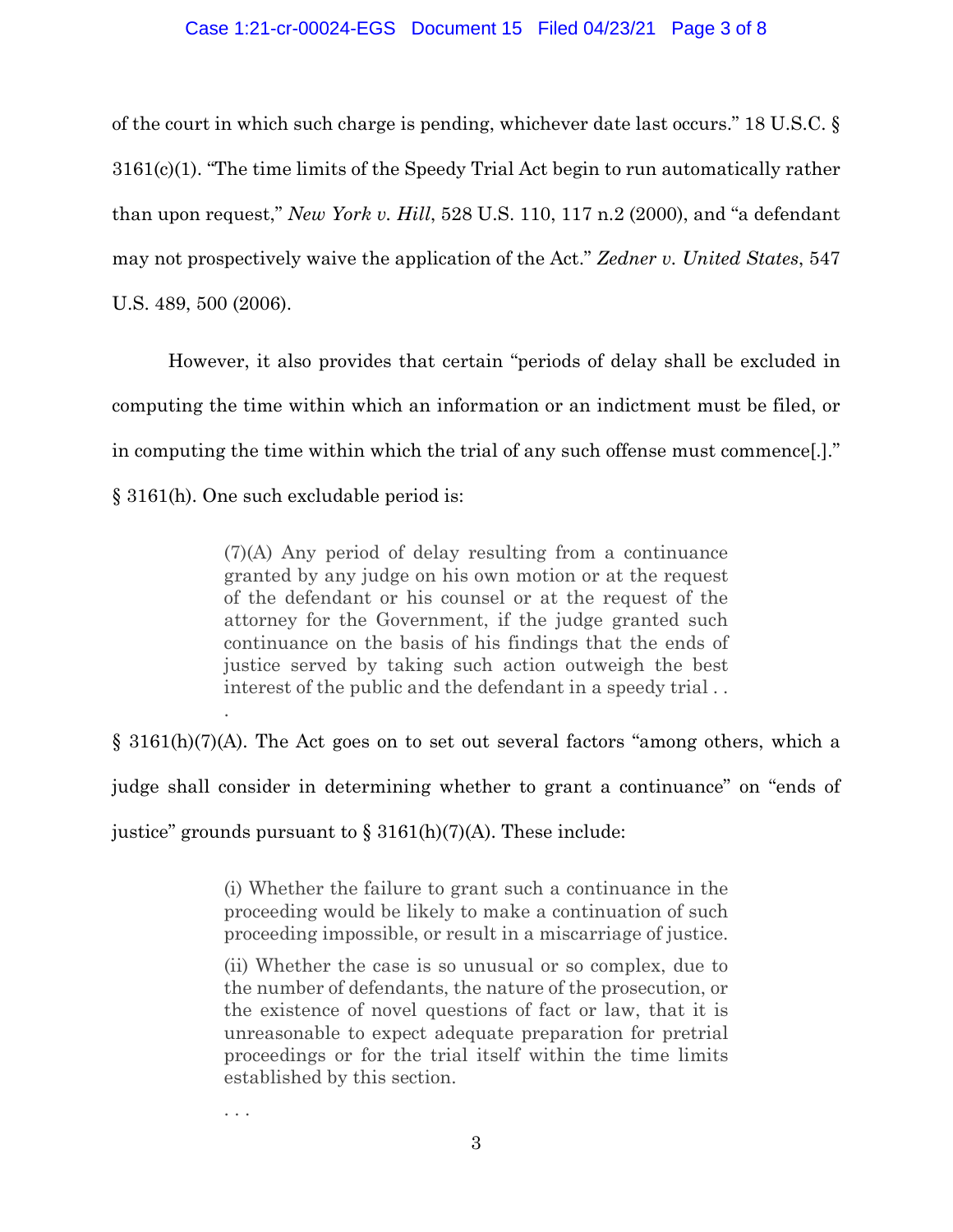of the court in which such charge is pending, whichever date last occurs." 18 U.S.C. § 3161(c)(1). "The time limits of the Speedy Trial Act begin to run automatically rather than upon request," *New York v. Hill*, 528 U.S. 110, 117 n.2 (2000), and "a defendant may not prospectively waive the application of the Act." *Zedner v. United States*, 547 U.S. 489, 500 (2006).

However, it also provides that certain "periods of delay shall be excluded in computing the time within which an information or an indictment must be filed, or in computing the time within which the trial of any such offense must commence[.]" § 3161(h). One such excludable period is:

> (7)(A) Any period of delay resulting from a continuance granted by any judge on his own motion or at the request of the defendant or his counsel or at the request of the attorney for the Government, if the judge granted such continuance on the basis of his findings that the ends of justice served by taking such action outweigh the best interest of the public and the defendant in a speedy trial . . .

§ 3161(h)(7)(A). The Act goes on to set out several factors "among others, which a judge shall consider in determining whether to grant a continuance" on "ends of justice" grounds pursuant to § 3161(h)(7)(A). These include:

> (i) Whether the failure to grant such a continuance in the proceeding would be likely to make a continuation of such proceeding impossible, or result in a miscarriage of justice.
>
> (ii) Whether the case is so unusual or so complex, due to the number of defendants, the nature of the prosecution, or the existence of novel questions of fact or law, that it is unreasonable to expect adequate preparation for pretrial proceedings or for the trial itself within the time limits established by this section.
>
> . . .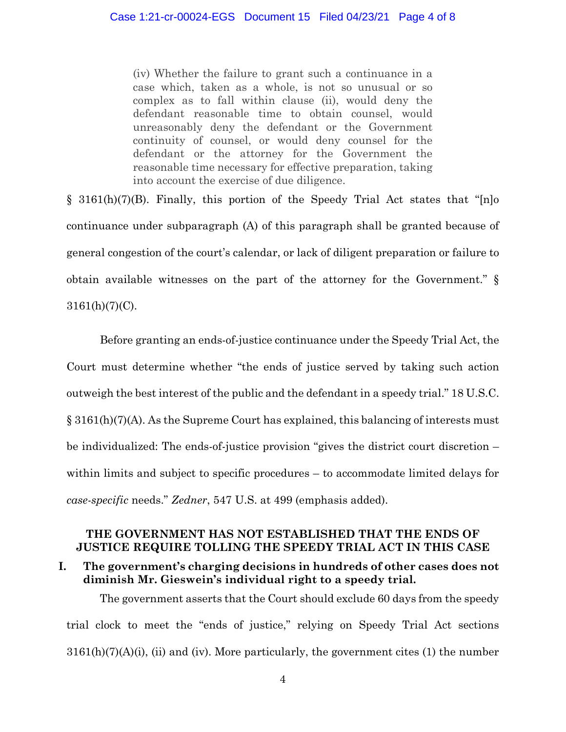> (iv) Whether the failure to grant such a continuance in a case which, taken as a whole, is not so unusual or so complex as to fall within clause (ii), would deny the defendant reasonable time to obtain counsel, would unreasonably deny the defendant or the Government continuity of counsel, or would deny counsel for the defendant or the attorney for the Government the reasonable time necessary for effective preparation, taking into account the exercise of due diligence.

§ 3161(h)(7)(B). Finally, this portion of the Speedy Trial Act states that "[n]o continuance under subparagraph (A) of this paragraph shall be granted because of general congestion of the court's calendar, or lack of diligent preparation or failure to obtain available witnesses on the part of the attorney for the Government." § 3161(h)(7)(C).

Before granting an ends-of-justice continuance under the Speedy Trial Act, the Court must determine whether "the ends of justice served by taking such action outweigh the best interest of the public and the defendant in a speedy trial." 18 U.S.C. § 3161(h)(7)(A). As the Supreme Court has explained, this balancing of interests must be individualized: The ends-of-justice provision "gives the district court discretion – within limits and subject to specific procedures – to accommodate limited delays for *case-specific* needs." *Zedner*, 547 U.S. at 499 (emphasis added).

**THE GOVERNMENT HAS NOT ESTABLISHED THAT THE ENDS OF JUSTICE REQUIRE TOLLING THE SPEEDY TRIAL ACT IN THIS CASE**

**I. The government's charging decisions in hundreds of other cases does not diminish Mr. Gieswein's individual right to a speedy trial.**

The government asserts that the Court should exclude 60 days from the speedy trial clock to meet the "ends of justice," relying on Speedy Trial Act sections 3161(h)(7)(A)(i), (ii) and (iv). More particularly, the government cites (1) the number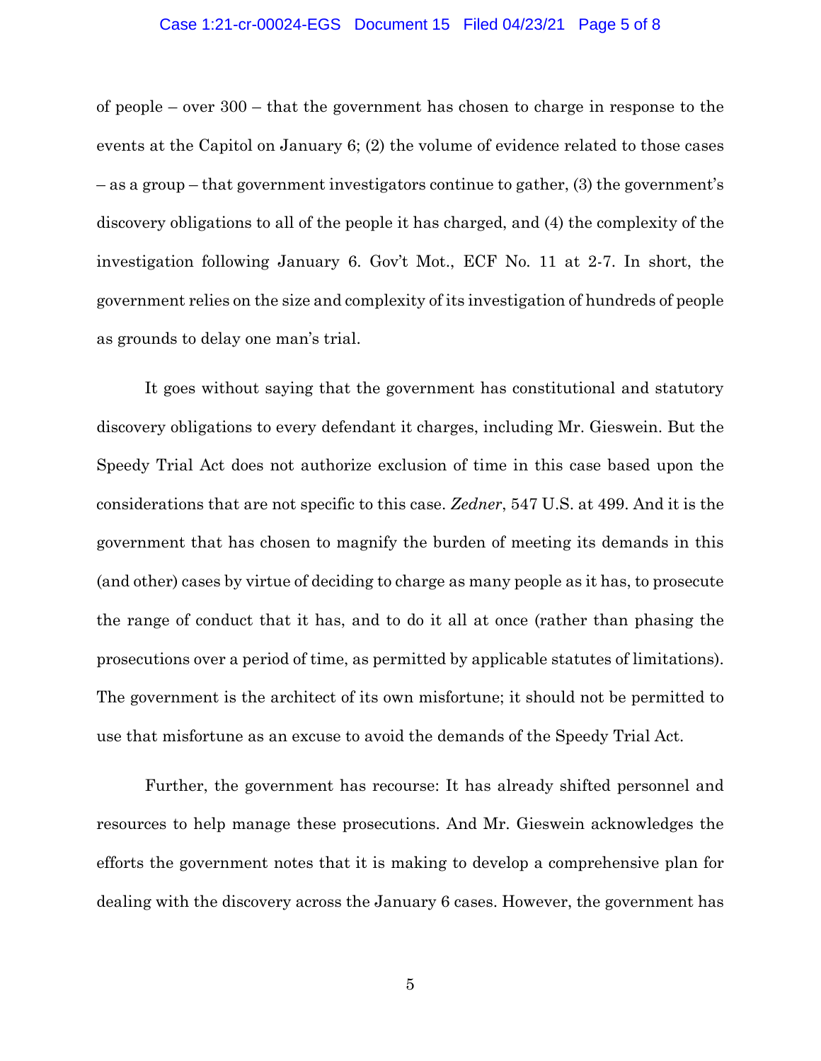of people – over 300 – that the government has chosen to charge in response to the events at the Capitol on January 6; (2) the volume of evidence related to those cases – as a group – that government investigators continue to gather, (3) the government's discovery obligations to all of the people it has charged, and (4) the complexity of the investigation following January 6. Gov't Mot., ECF No. 11 at 2-7. In short, the government relies on the size and complexity of its investigation of hundreds of people as grounds to delay one man's trial.

It goes without saying that the government has constitutional and statutory discovery obligations to every defendant it charges, including Mr. Gieswein. But the Speedy Trial Act does not authorize exclusion of time in this case based upon the considerations that are not specific to this case. *Zedner*, 547 U.S. at 499. And it is the government that has chosen to magnify the burden of meeting its demands in this (and other) cases by virtue of deciding to charge as many people as it has, to prosecute the range of conduct that it has, and to do it all at once (rather than phasing the prosecutions over a period of time, as permitted by applicable statutes of limitations). The government is the architect of its own misfortune; it should not be permitted to use that misfortune as an excuse to avoid the demands of the Speedy Trial Act.

Further, the government has recourse: It has already shifted personnel and resources to help manage these prosecutions. And Mr. Gieswein acknowledges the efforts the government notes that it is making to develop a comprehensive plan for dealing with the discovery across the January 6 cases. However, the government has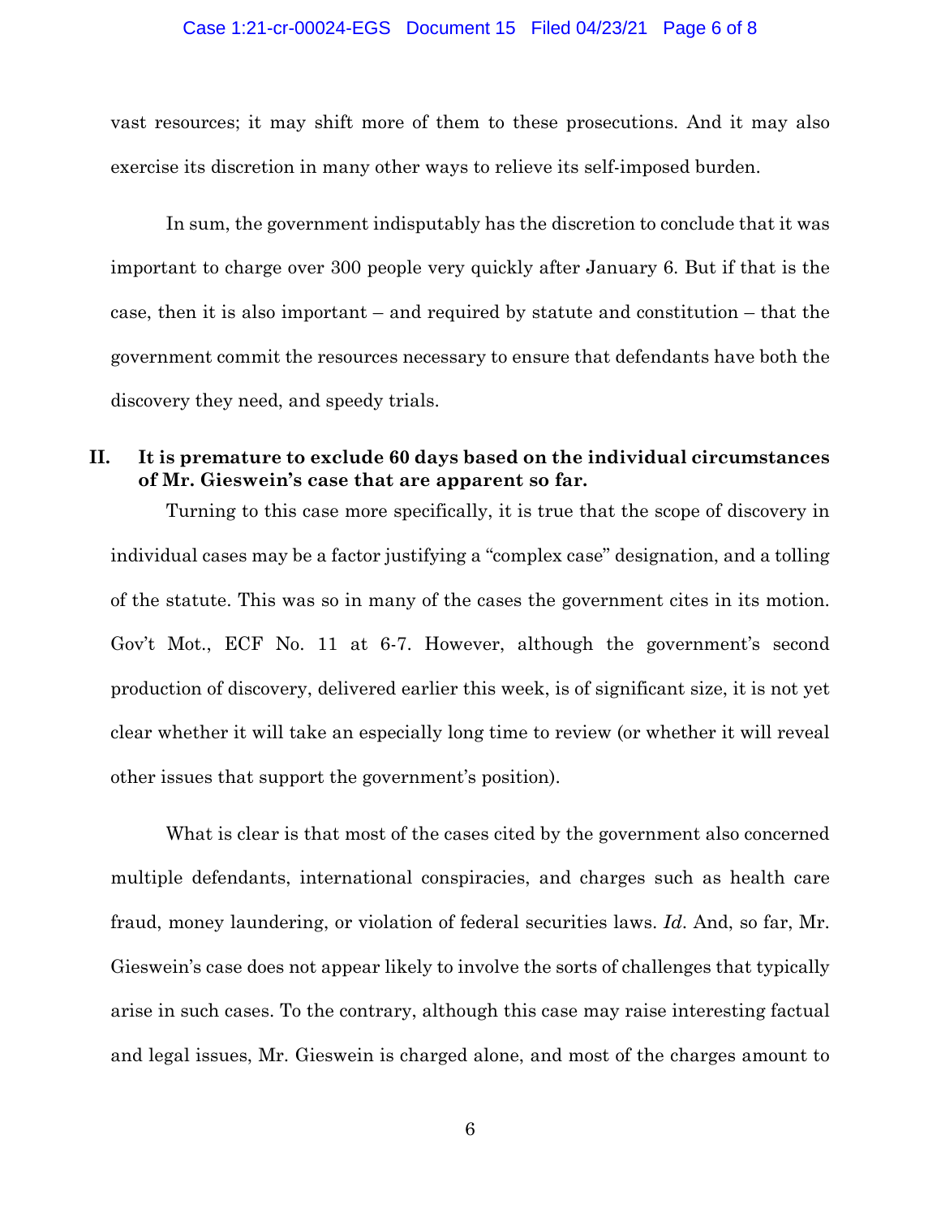vast resources; it may shift more of them to these prosecutions. And it may also exercise its discretion in many other ways to relieve its self-imposed burden.

In sum, the government indisputably has the discretion to conclude that it was important to charge over 300 people very quickly after January 6. But if that is the case, then it is also important – and required by statute and constitution – that the government commit the resources necessary to ensure that defendants have both the discovery they need, and speedy trials.

## II. It is premature to exclude 60 days based on the individual circumstances of Mr. Gieswein's case that are apparent so far.

Turning to this case more specifically, it is true that the scope of discovery in individual cases may be a factor justifying a "complex case" designation, and a tolling of the statute. This was so in many of the cases the government cites in its motion. Gov't Mot., ECF No. 11 at 6-7. However, although the government's second production of discovery, delivered earlier this week, is of significant size, it is not yet clear whether it will take an especially long time to review (or whether it will reveal other issues that support the government's position).

What is clear is that most of the cases cited by the government also concerned multiple defendants, international conspiracies, and charges such as health care fraud, money laundering, or violation of federal securities laws. *Id*. And, so far, Mr. Gieswein's case does not appear likely to involve the sorts of challenges that typically arise in such cases. To the contrary, although this case may raise interesting factual and legal issues, Mr. Gieswein is charged alone, and most of the charges amount to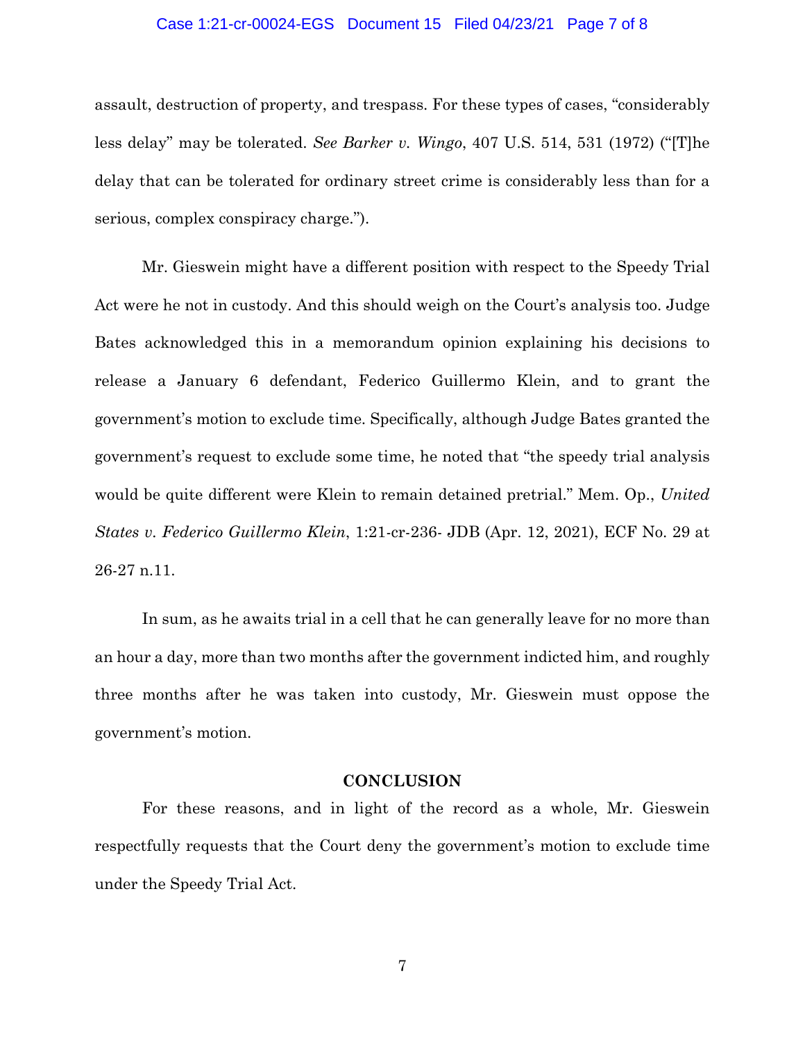assault, destruction of property, and trespass. For these types of cases, "considerably less delay" may be tolerated. *See Barker v. Wingo*, 407 U.S. 514, 531 (1972) ("[T]he delay that can be tolerated for ordinary street crime is considerably less than for a serious, complex conspiracy charge.").

Mr. Gieswein might have a different position with respect to the Speedy Trial Act were he not in custody. And this should weigh on the Court's analysis too. Judge Bates acknowledged this in a memorandum opinion explaining his decisions to release a January 6 defendant, Federico Guillermo Klein, and to grant the government's motion to exclude time. Specifically, although Judge Bates granted the government's request to exclude some time, he noted that "the speedy trial analysis would be quite different were Klein to remain detained pretrial." Mem. Op., *United States v. Federico Guillermo Klein*, 1:21-cr-236- JDB (Apr. 12, 2021), ECF No. 29 at 26-27 n.11.

In sum, as he awaits trial in a cell that he can generally leave for no more than an hour a day, more than two months after the government indicted him, and roughly three months after he was taken into custody, Mr. Gieswein must oppose the government's motion.

## CONCLUSION

For these reasons, and in light of the record as a whole, Mr. Gieswein respectfully requests that the Court deny the government's motion to exclude time under the Speedy Trial Act.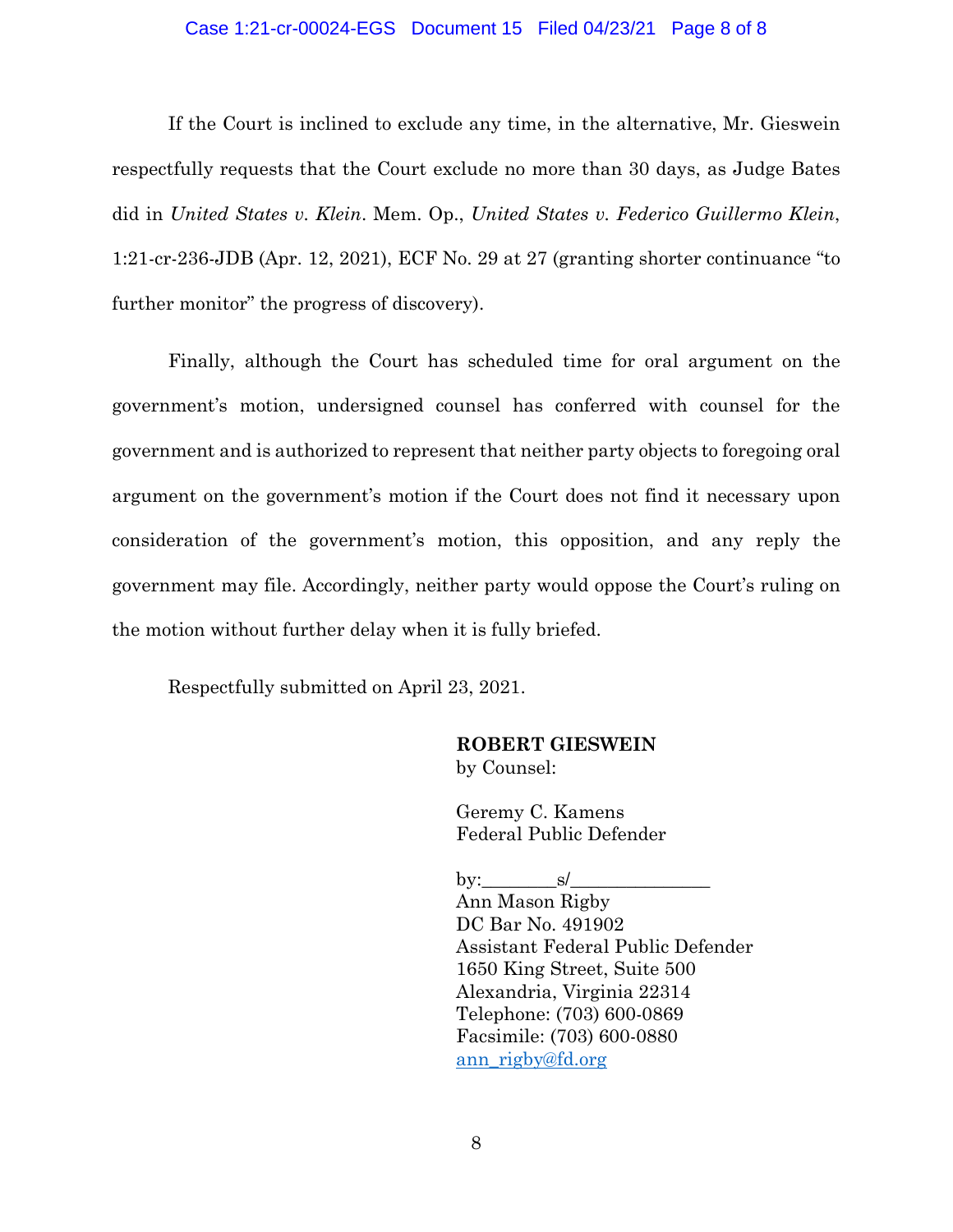If the Court is inclined to exclude any time, in the alternative, Mr. Gieswein respectfully requests that the Court exclude no more than 30 days, as Judge Bates did in *United States v. Klein*. Mem. Op., *United States v. Federico Guillermo Klein*, 1:21-cr-236-JDB (Apr. 12, 2021), ECF No. 29 at 27 (granting shorter continuance "to further monitor" the progress of discovery).

Finally, although the Court has scheduled time for oral argument on the government's motion, undersigned counsel has conferred with counsel for the government and is authorized to represent that neither party objects to foregoing oral argument on the government's motion if the Court does not find it necessary upon consideration of the government's motion, this opposition, and any reply the government may file. Accordingly, neither party would oppose the Court's ruling on the motion without further delay when it is fully briefed.

Respectfully submitted on April 23, 2021.

**ROBERT GIESWEIN**
by Counsel:

Geremy C. Kamens
Federal Public Defender

by:________s/_______________
Ann Mason Rigby
DC Bar No. 491902
Assistant Federal Public Defender
1650 King Street, Suite 500
Alexandria, Virginia 22314
Telephone: (703) 600-0869
Facsimile: (703) 600-0880
ann_rigby@fd.org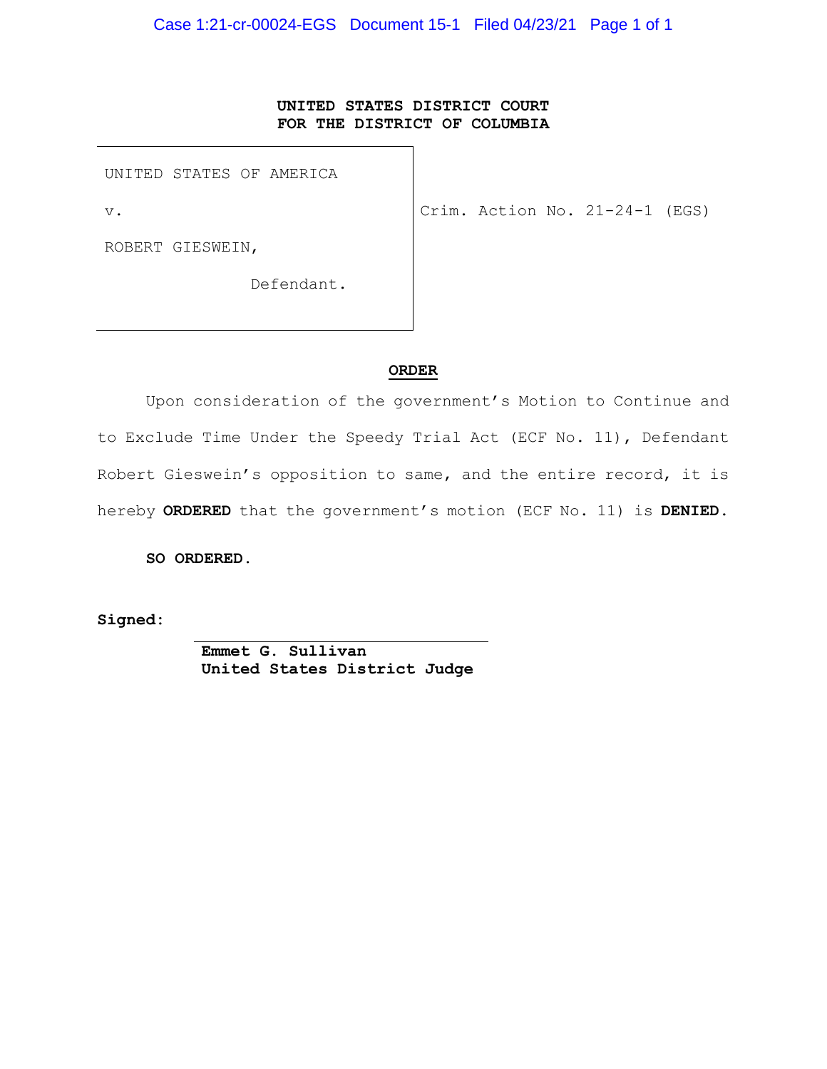**UNITED STATES DISTRICT COURT**
**FOR THE DISTRICT OF COLUMBIA**

| | |
|---|---|
| UNITED STATES OF AMERICA<br><br>v.<br><br>ROBERT GIESWEIN,<br><br>Defendant. | Crim. Action No. 21-24-1 (EGS) |

**ORDER**

Upon consideration of the government's Motion to Continue and to Exclude Time Under the Speedy Trial Act (ECF No. 11), Defendant Robert Gieswein's opposition to same, and the entire record, it is hereby **ORDERED** that the government's motion (ECF No. 11) is **DENIED**.

**SO ORDERED.**

**Signed:**

**Emmet G. Sullivan**
**United States District Judge**